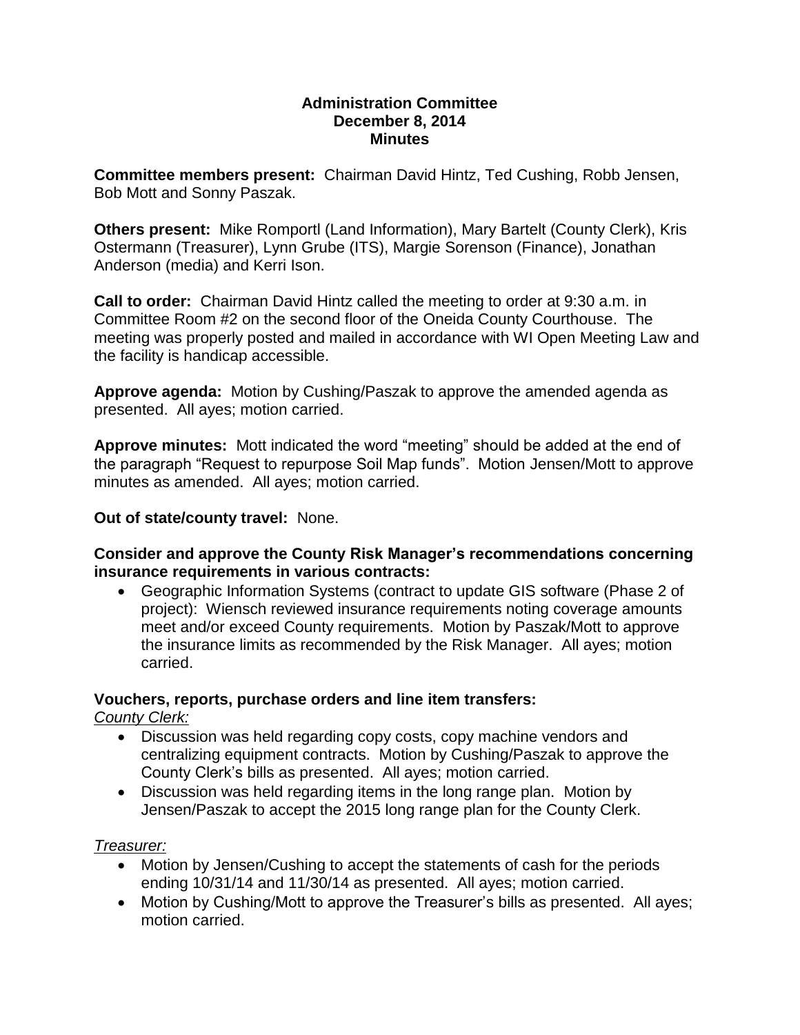# Administration Committee
## December 8, 2014
## Minutes

**Committee members present:** Chairman David Hintz, Ted Cushing, Robb Jensen, Bob Mott and Sonny Paszak.

**Others present:** Mike Romportl (Land Information), Mary Bartelt (County Clerk), Kris Ostermann (Treasurer), Lynn Grube (ITS), Margie Sorenson (Finance), Jonathan Anderson (media) and Kerri Ison.

**Call to order:** Chairman David Hintz called the meeting to order at 9:30 a.m. in Committee Room #2 on the second floor of the Oneida County Courthouse. The meeting was properly posted and mailed in accordance with WI Open Meeting Law and the facility is handicap accessible.

**Approve agenda:** Motion by Cushing/Paszak to approve the amended agenda as presented. All ayes; motion carried.

**Approve minutes:** Mott indicated the word "meeting" should be added at the end of the paragraph "Request to repurpose Soil Map funds". Motion Jensen/Mott to approve minutes as amended. All ayes; motion carried.

**Out of state/county travel:** None.

**Consider and approve the County Risk Manager's recommendations concerning insurance requirements in various contracts:**

- Geographic Information Systems (contract to update GIS software (Phase 2 of project): Wiensch reviewed insurance requirements noting coverage amounts meet and/or exceed County requirements. Motion by Paszak/Mott to approve the insurance limits as recommended by the Risk Manager. All ayes; motion carried.

**Vouchers, reports, purchase orders and line item transfers:**

*County Clerk:*

- Discussion was held regarding copy costs, copy machine vendors and centralizing equipment contracts. Motion by Cushing/Paszak to approve the County Clerk's bills as presented. All ayes; motion carried.
- Discussion was held regarding items in the long range plan. Motion by Jensen/Paszak to accept the 2015 long range plan for the County Clerk.

*Treasurer:*

- Motion by Jensen/Cushing to accept the statements of cash for the periods ending 10/31/14 and 11/30/14 as presented. All ayes; motion carried.
- Motion by Cushing/Mott to approve the Treasurer's bills as presented. All ayes; motion carried.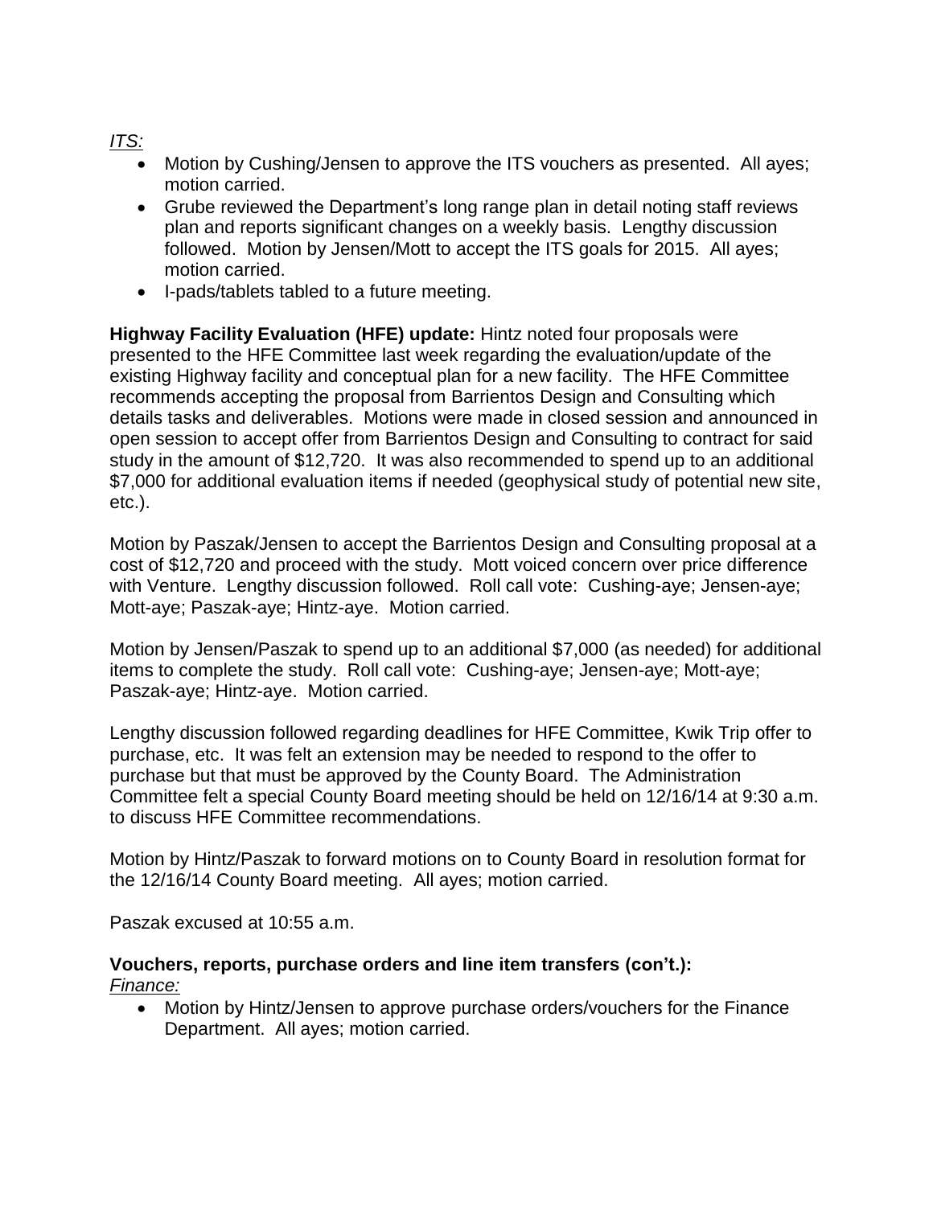*ITS:*

- Motion by Cushing/Jensen to approve the ITS vouchers as presented. All ayes; motion carried.
- Grube reviewed the Department's long range plan in detail noting staff reviews plan and reports significant changes on a weekly basis. Lengthy discussion followed. Motion by Jensen/Mott to accept the ITS goals for 2015. All ayes; motion carried.
- I-pads/tablets tabled to a future meeting.

**Highway Facility Evaluation (HFE) update:** Hintz noted four proposals were presented to the HFE Committee last week regarding the evaluation/update of the existing Highway facility and conceptual plan for a new facility. The HFE Committee recommends accepting the proposal from Barrientos Design and Consulting which details tasks and deliverables. Motions were made in closed session and announced in open session to accept offer from Barrientos Design and Consulting to contract for said study in the amount of $12,720. It was also recommended to spend up to an additional $7,000 for additional evaluation items if needed (geophysical study of potential new site, etc.).

Motion by Paszak/Jensen to accept the Barrientos Design and Consulting proposal at a cost of $12,720 and proceed with the study. Mott voiced concern over price difference with Venture. Lengthy discussion followed. Roll call vote: Cushing-aye; Jensen-aye; Mott-aye; Paszak-aye; Hintz-aye. Motion carried.

Motion by Jensen/Paszak to spend up to an additional $7,000 (as needed) for additional items to complete the study. Roll call vote: Cushing-aye; Jensen-aye; Mott-aye; Paszak-aye; Hintz-aye. Motion carried.

Lengthy discussion followed regarding deadlines for HFE Committee, Kwik Trip offer to purchase, etc. It was felt an extension may be needed to respond to the offer to purchase but that must be approved by the County Board. The Administration Committee felt a special County Board meeting should be held on 12/16/14 at 9:30 a.m. to discuss HFE Committee recommendations.

Motion by Hintz/Paszak to forward motions on to County Board in resolution format for the 12/16/14 County Board meeting. All ayes; motion carried.

Paszak excused at 10:55 a.m.

**Vouchers, reports, purchase orders and line item transfers (con't.):**
*Finance:*

- Motion by Hintz/Jensen to approve purchase orders/vouchers for the Finance Department. All ayes; motion carried.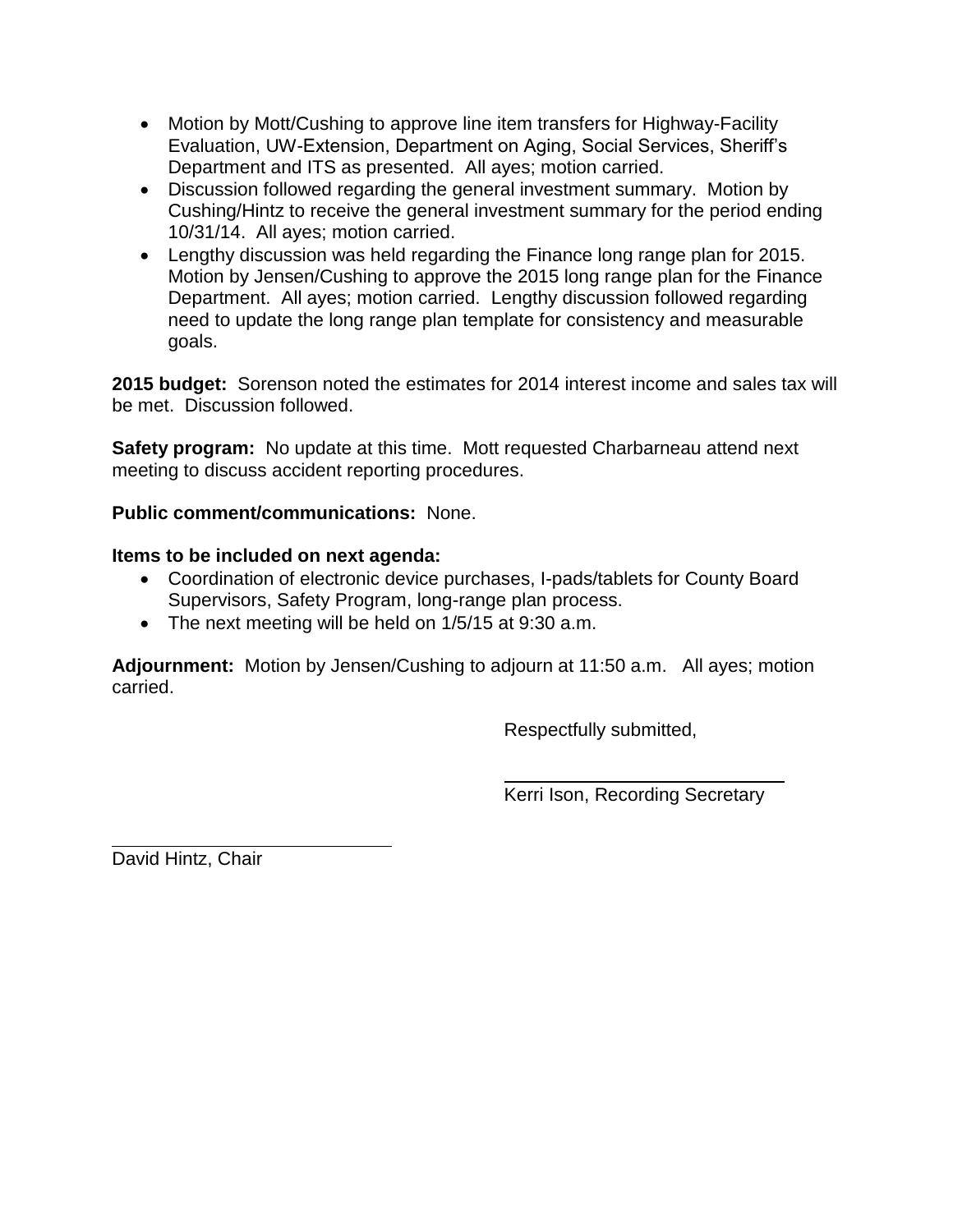- Motion by Mott/Cushing to approve line item transfers for Highway-Facility Evaluation, UW-Extension, Department on Aging, Social Services, Sheriff's Department and ITS as presented. All ayes; motion carried.
- Discussion followed regarding the general investment summary. Motion by Cushing/Hintz to receive the general investment summary for the period ending 10/31/14. All ayes; motion carried.
- Lengthy discussion was held regarding the Finance long range plan for 2015. Motion by Jensen/Cushing to approve the 2015 long range plan for the Finance Department. All ayes; motion carried. Lengthy discussion followed regarding need to update the long range plan template for consistency and measurable goals.

**2015 budget:** Sorenson noted the estimates for 2014 interest income and sales tax will be met. Discussion followed.

**Safety program:** No update at this time. Mott requested Charbarneau attend next meeting to discuss accident reporting procedures.

**Public comment/communications:** None.

**Items to be included on next agenda:**

- Coordination of electronic device purchases, I-pads/tablets for County Board Supervisors, Safety Program, long-range plan process.
- The next meeting will be held on 1/5/15 at 9:30 a.m.

**Adjournment:** Motion by Jensen/Cushing to adjourn at 11:50 a.m. All ayes; motion carried.

Respectfully submitted,

\_\_\_\_\_\_\_\_\_\_\_\_\_\_\_\_\_\_\_\_\_\_\_\_\_\_\_\_

Kerri Ison, Recording Secretary

\_\_\_\_\_\_\_\_\_\_\_\_\_\_\_\_\_\_\_\_\_\_\_\_\_\_\_\_

David Hintz, Chair